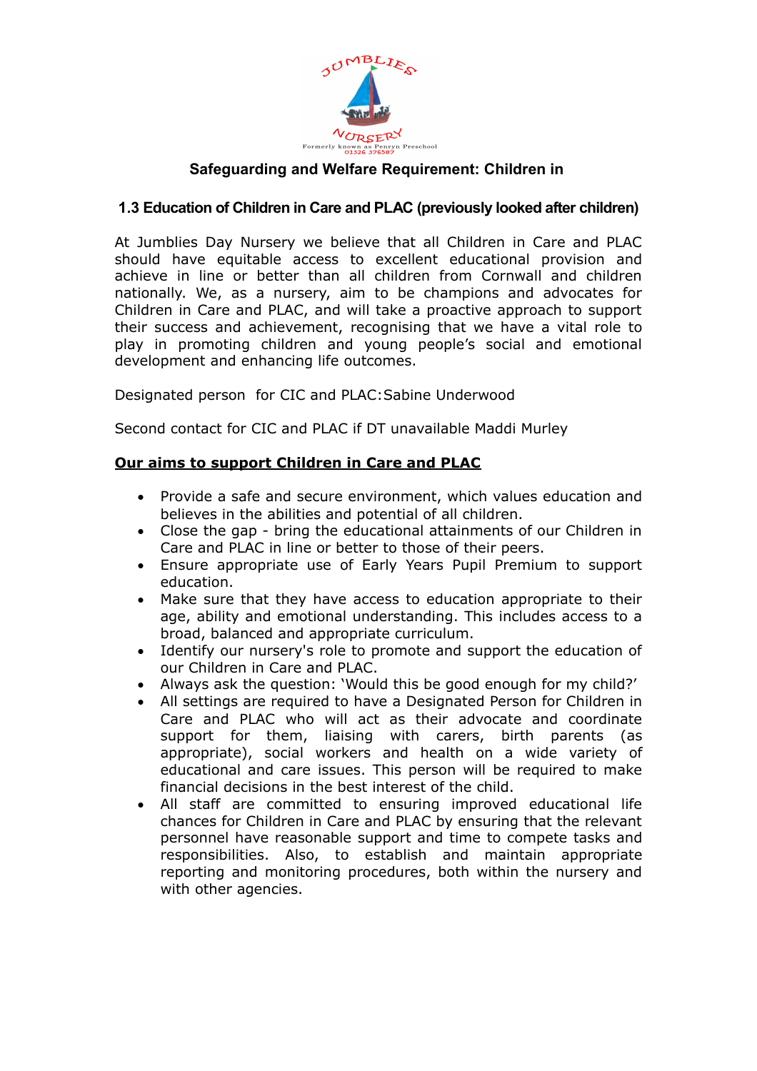Safeguarding and Welfare Requirement: Children in

## 1.3 Education of Children in Care and PLAC (previously looked after children)

At Jumblies Day Nursery we believe that all Children in Care and PLAC should have equitable access to excellent educational provision and achieve in line or better than all children from Cornwall and children nationally. We, as a nursery, aim to be champions and advocates for Children in Care and PLAC, and will take a proactive approach to support their success and achievement, recognising that we have a vital role to play in promoting children and young people's social and emotional development and enhancing life outcomes.

Designated person for CIC and PLAC: Sabine Underwood

Second contact for CIC and PLAC if DT unavailable Maddi Murley

### Our aims to support Children in Care and PLAC

- Provide a safe and secure environment, which values education and believes in the abilities and potential of all children.
- Close the gap - bring the educational attainments of our Children in Care and PLAC in line or better to those of their peers.
- Ensure appropriate use of Early Years Pupil Premium to support education.
- Make sure that they have access to education appropriate to their age, ability and emotional understanding. This includes access to a broad, balanced and appropriate curriculum.
- Identify our nursery's role to promote and support the education of our Children in Care and PLAC.
- Always ask the question: 'Would this be good enough for my child?'
- All settings are required to have a Designated Person for Children in Care and PLAC who will act as their advocate and coordinate support for them, liaising with carers, birth parents (as appropriate), social workers and health on a wide variety of educational and care issues. This person will be required to make financial decisions in the best interest of the child.
- All staff are committed to ensuring improved educational life chances for Children in Care and PLAC by ensuring that the relevant personnel have reasonable support and time to compete tasks and responsibilities. Also, to establish and maintain appropriate reporting and monitoring procedures, both within the nursery and with other agencies.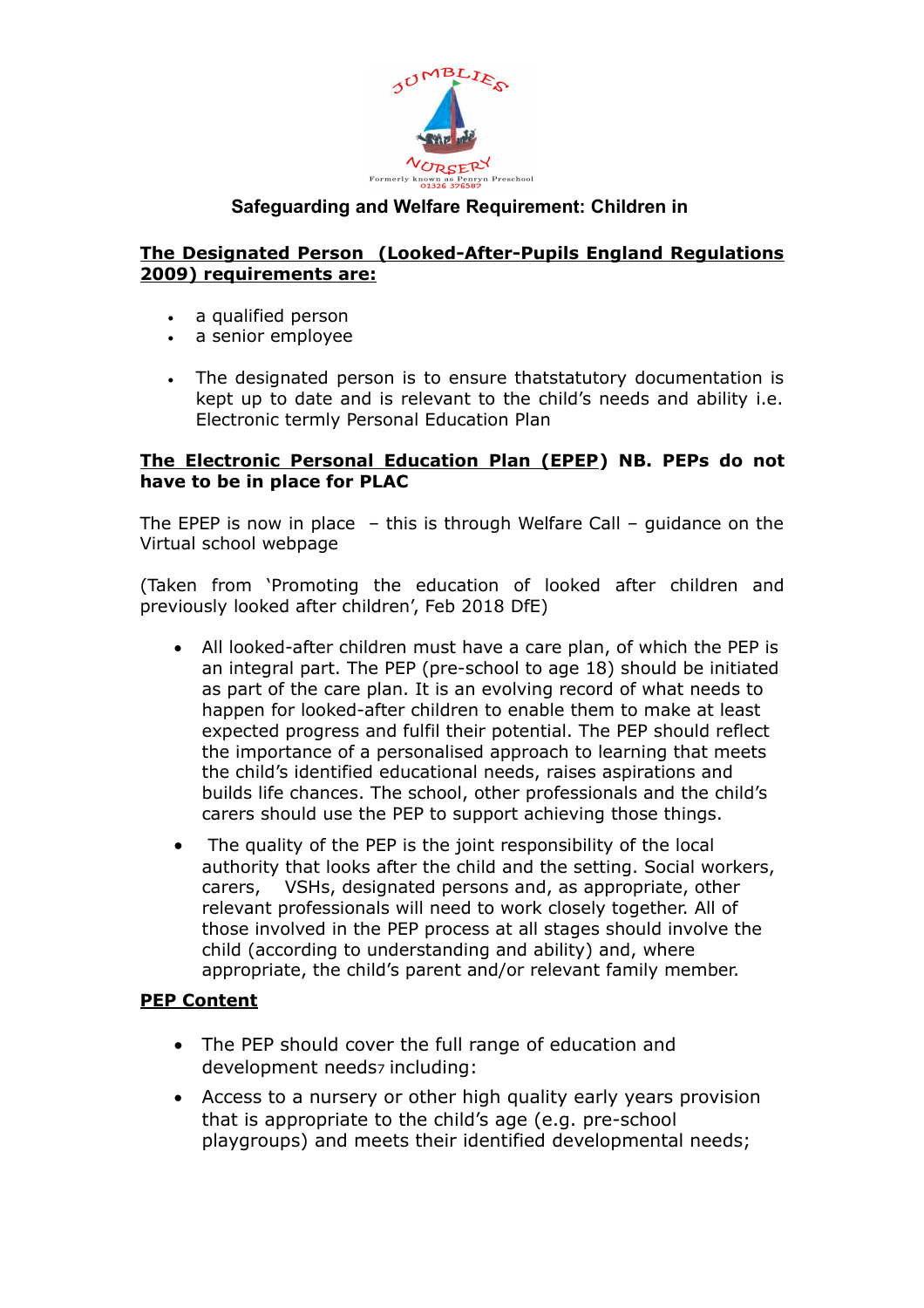**Safeguarding and Welfare Requirement: Children in**

**The Designated Person (Looked-After-Pupils England Regulations 2009) requirements are:**

- a qualified person
- a senior employee

- The designated person is to ensure thatstatutory documentation is kept up to date and is relevant to the child's needs and ability i.e. Electronic termly Personal Education Plan

**The Electronic Personal Education Plan (EPEP) NB. PEPs do not have to be in place for PLAC**

The EPEP is now in place – this is through Welfare Call – guidance on the Virtual school webpage

(Taken from 'Promoting the education of looked after children and previously looked after children', Feb 2018 DfE)

- All looked-after children must have a care plan, of which the PEP is an integral part. The PEP (pre-school to age 18) should be initiated as part of the care plan. It is an evolving record of what needs to happen for looked-after children to enable them to make at least expected progress and fulfil their potential. The PEP should reflect the importance of a personalised approach to learning that meets the child's identified educational needs, raises aspirations and builds life chances. The school, other professionals and the child's carers should use the PEP to support achieving those things.

- The quality of the PEP is the joint responsibility of the local authority that looks after the child and the setting. Social workers, carers, VSHs, designated persons and, as appropriate, other relevant professionals will need to work closely together. All of those involved in the PEP process at all stages should involve the child (according to understanding and ability) and, where appropriate, the child's parent and/or relevant family member.

**PEP Content**

- The PEP should cover the full range of education and development needs7 including:
- Access to a nursery or other high quality early years provision that is appropriate to the child's age (e.g. pre-school playgroups) and meets their identified developmental needs;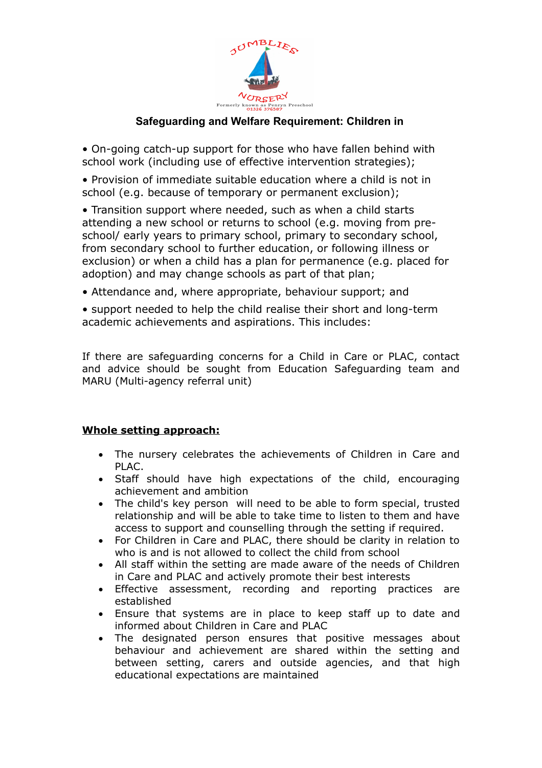## Safeguarding and Welfare Requirement: Children in

- On-going catch-up support for those who have fallen behind with school work (including use of effective intervention strategies);
- Provision of immediate suitable education where a child is not in school (e.g. because of temporary or permanent exclusion);
- Transition support where needed, such as when a child starts attending a new school or returns to school (e.g. moving from pre-school/ early years to primary school, primary to secondary school, from secondary school to further education, or following illness or exclusion) or when a child has a plan for permanence (e.g. placed for adoption) and may change schools as part of that plan;
- Attendance and, where appropriate, behaviour support; and
- support needed to help the child realise their short and long-term academic achievements and aspirations. This includes:

If there are safeguarding concerns for a Child in Care or PLAC, contact and advice should be sought from Education Safeguarding team and MARU (Multi-agency referral unit)

**<u>Whole setting approach:</u>**

- The nursery celebrates the achievements of Children in Care and PLAC.
- Staff should have high expectations of the child, encouraging achievement and ambition
- The child's key person will need to be able to form special, trusted relationship and will be able to take time to listen to them and have access to support and counselling through the setting if required.
- For Children in Care and PLAC, there should be clarity in relation to who is and is not allowed to collect the child from school
- All staff within the setting are made aware of the needs of Children in Care and PLAC and actively promote their best interests
- Effective assessment, recording and reporting practices are established
- Ensure that systems are in place to keep staff up to date and informed about Children in Care and PLAC
- The designated person ensures that positive messages about behaviour and achievement are shared within the setting and between setting, carers and outside agencies, and that high educational expectations are maintained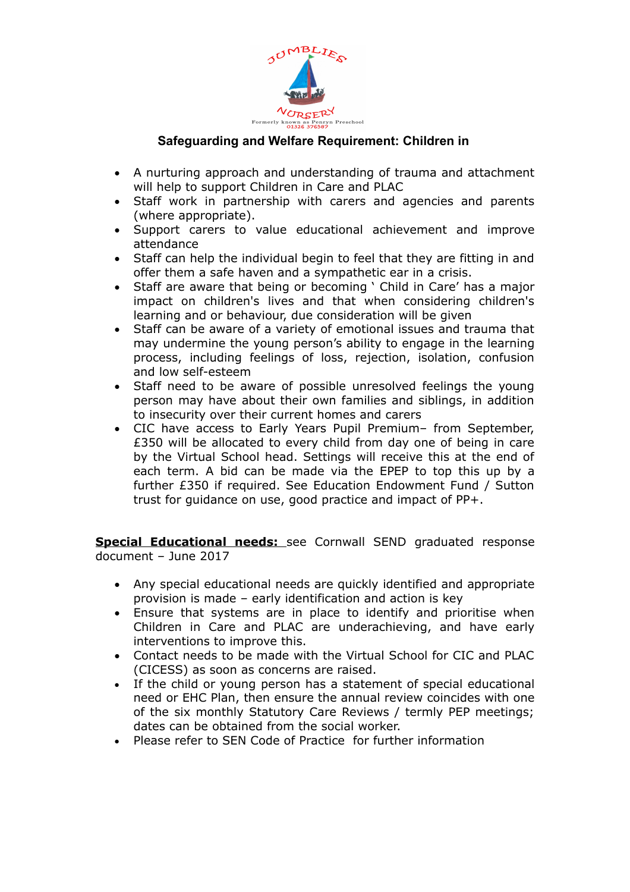**Safeguarding and Welfare Requirement: Children in**

- A nurturing approach and understanding of trauma and attachment will help to support Children in Care and PLAC
- Staff work in partnership with carers and agencies and parents (where appropriate).
- Support carers to value educational achievement and improve attendance
- Staff can help the individual begin to feel that they are fitting in and offer them a safe haven and a sympathetic ear in a crisis.
- Staff are aware that being or becoming ' Child in Care' has a major impact on children's lives and that when considering children's learning and or behaviour, due consideration will be given
- Staff can be aware of a variety of emotional issues and trauma that may undermine the young person's ability to engage in the learning process, including feelings of loss, rejection, isolation, confusion and low self-esteem
- Staff need to be aware of possible unresolved feelings the young person may have about their own families and siblings, in addition to insecurity over their current homes and carers
- CIC have access to Early Years Pupil Premium– from September, £350 will be allocated to every child from day one of being in care by the Virtual School head. Settings will receive this at the end of each term. A bid can be made via the EPEP to top this up by a further £350 if required. See Education Endowment Fund / Sutton trust for guidance on use, good practice and impact of PP+.

**Special Educational needs:** see Cornwall SEND graduated response document – June 2017

- Any special educational needs are quickly identified and appropriate provision is made – early identification and action is key
- Ensure that systems are in place to identify and prioritise when Children in Care and PLAC are underachieving, and have early interventions to improve this.
- Contact needs to be made with the Virtual School for CIC and PLAC (CICESS) as soon as concerns are raised.
- If the child or young person has a statement of special educational need or EHC Plan, then ensure the annual review coincides with one of the six monthly Statutory Care Reviews / termly PEP meetings; dates can be obtained from the social worker.
- Please refer to SEN Code of Practice for further information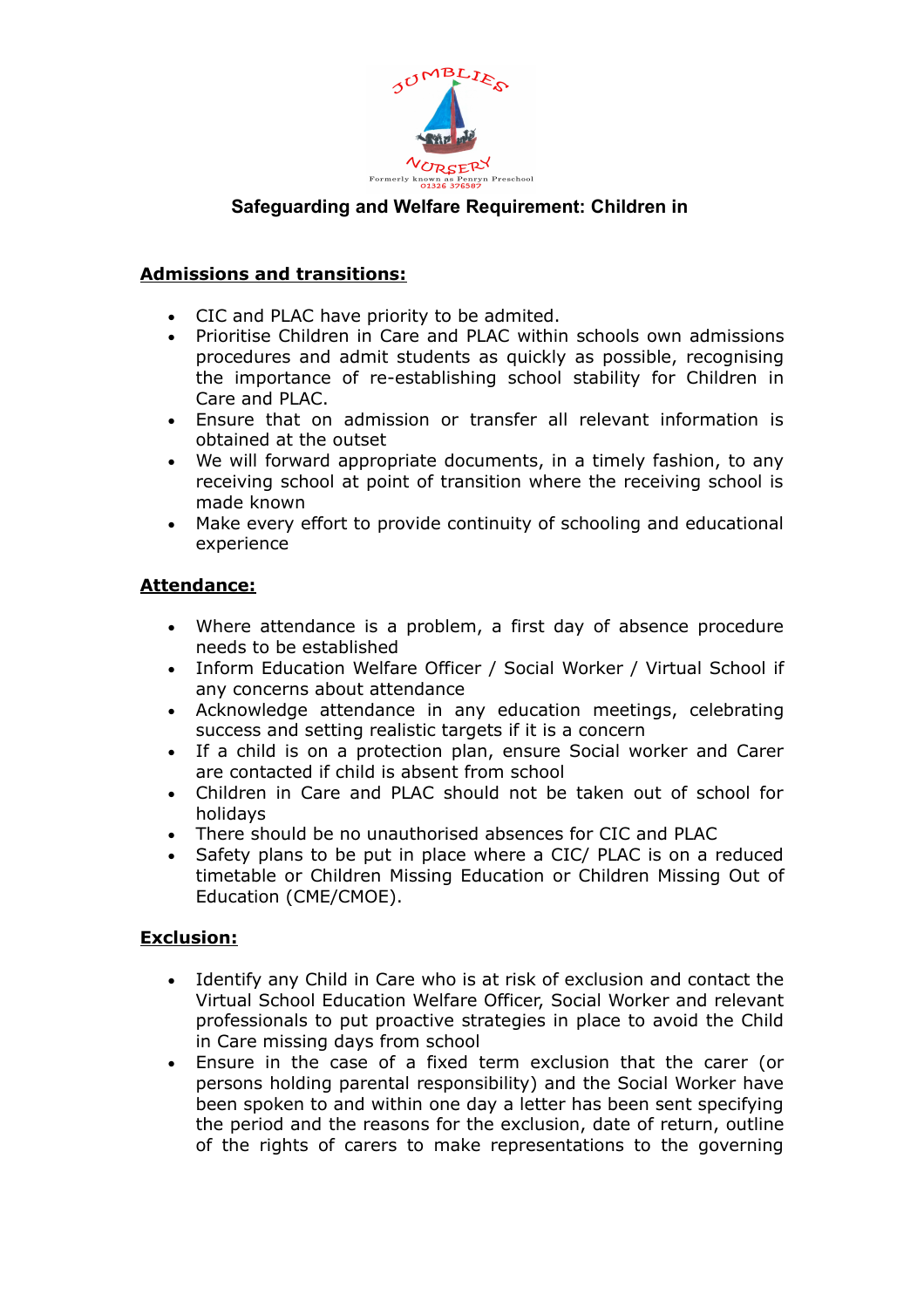## Safeguarding and Welfare Requirement: Children in

**Admissions and transitions:**

- CIC and PLAC have priority to be admited.
- Prioritise Children in Care and PLAC within schools own admissions procedures and admit students as quickly as possible, recognising the importance of re-establishing school stability for Children in Care and PLAC.
- Ensure that on admission or transfer all relevant information is obtained at the outset
- We will forward appropriate documents, in a timely fashion, to any receiving school at point of transition where the receiving school is made known
- Make every effort to provide continuity of schooling and educational experience

**Attendance:**

- Where attendance is a problem, a first day of absence procedure needs to be established
- Inform Education Welfare Officer / Social Worker / Virtual School if any concerns about attendance
- Acknowledge attendance in any education meetings, celebrating success and setting realistic targets if it is a concern
- If a child is on a protection plan, ensure Social worker and Carer are contacted if child is absent from school
- Children in Care and PLAC should not be taken out of school for holidays
- There should be no unauthorised absences for CIC and PLAC
- Safety plans to be put in place where a CIC/ PLAC is on a reduced timetable or Children Missing Education or Children Missing Out of Education (CME/CMOE).

**Exclusion:**

- Identify any Child in Care who is at risk of exclusion and contact the Virtual School Education Welfare Officer, Social Worker and relevant professionals to put proactive strategies in place to avoid the Child in Care missing days from school
- Ensure in the case of a fixed term exclusion that the carer (or persons holding parental responsibility) and the Social Worker have been spoken to and within one day a letter has been sent specifying the period and the reasons for the exclusion, date of return, outline of the rights of carers to make representations to the governing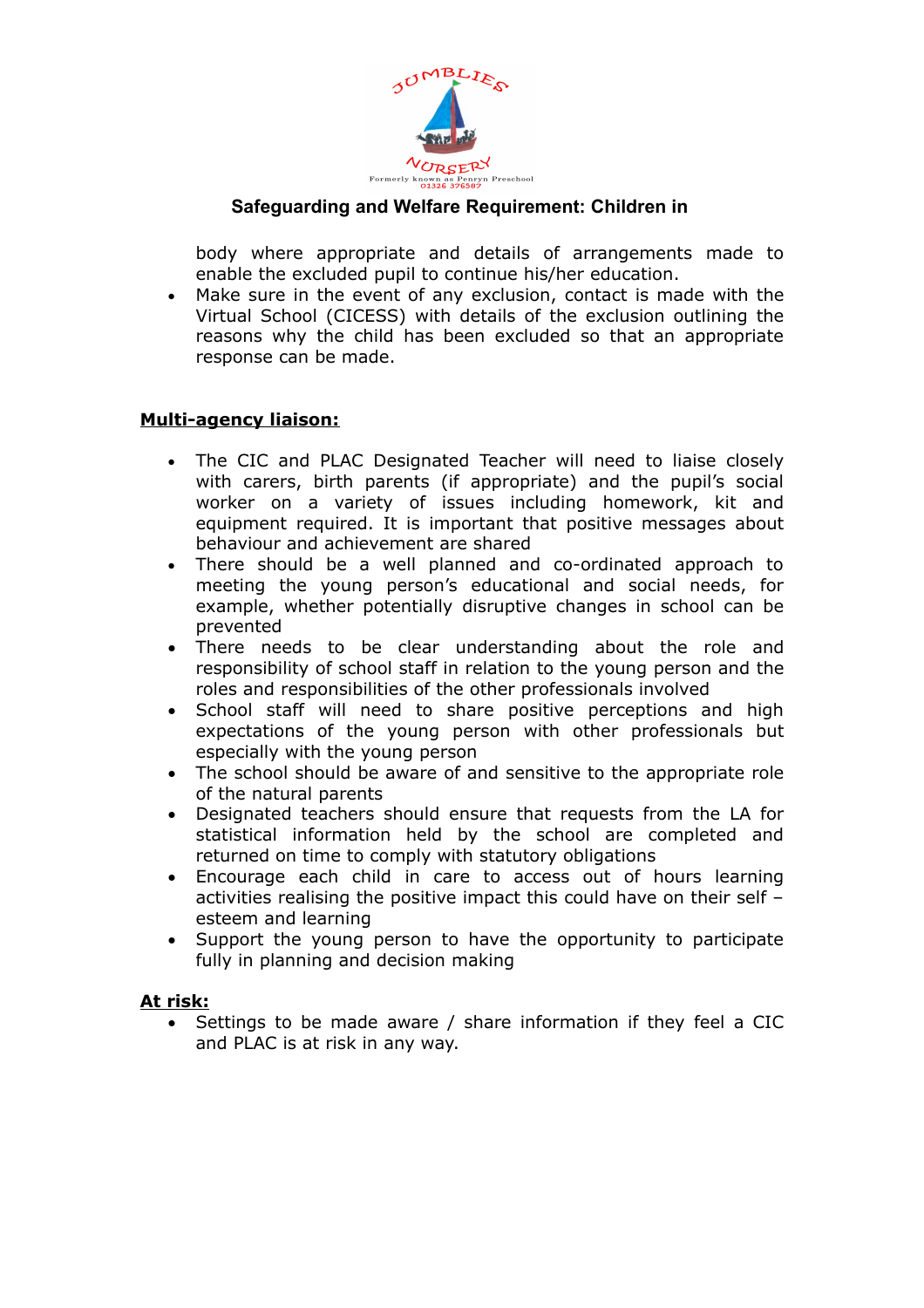body where appropriate and details of arrangements made to enable the excluded pupil to continue his/her education.

- Make sure in the event of any exclusion, contact is made with the Virtual School (CICESS) with details of the exclusion outlining the reasons why the child has been excluded so that an appropriate response can be made.

**Multi-agency liaison:**

- The CIC and PLAC Designated Teacher will need to liaise closely with carers, birth parents (if appropriate) and the pupil's social worker on a variety of issues including homework, kit and equipment required. It is important that positive messages about behaviour and achievement are shared
- There should be a well planned and co-ordinated approach to meeting the young person's educational and social needs, for example, whether potentially disruptive changes in school can be prevented
- There needs to be clear understanding about the role and responsibility of school staff in relation to the young person and the roles and responsibilities of the other professionals involved
- School staff will need to share positive perceptions and high expectations of the young person with other professionals but especially with the young person
- The school should be aware of and sensitive to the appropriate role of the natural parents
- Designated teachers should ensure that requests from the LA for statistical information held by the school are completed and returned on time to comply with statutory obligations
- Encourage each child in care to access out of hours learning activities realising the positive impact this could have on their self – esteem and learning
- Support the young person to have the opportunity to participate fully in planning and decision making

**At risk:**

- Settings to be made aware / share information if they feel a CIC and PLAC is at risk in any way.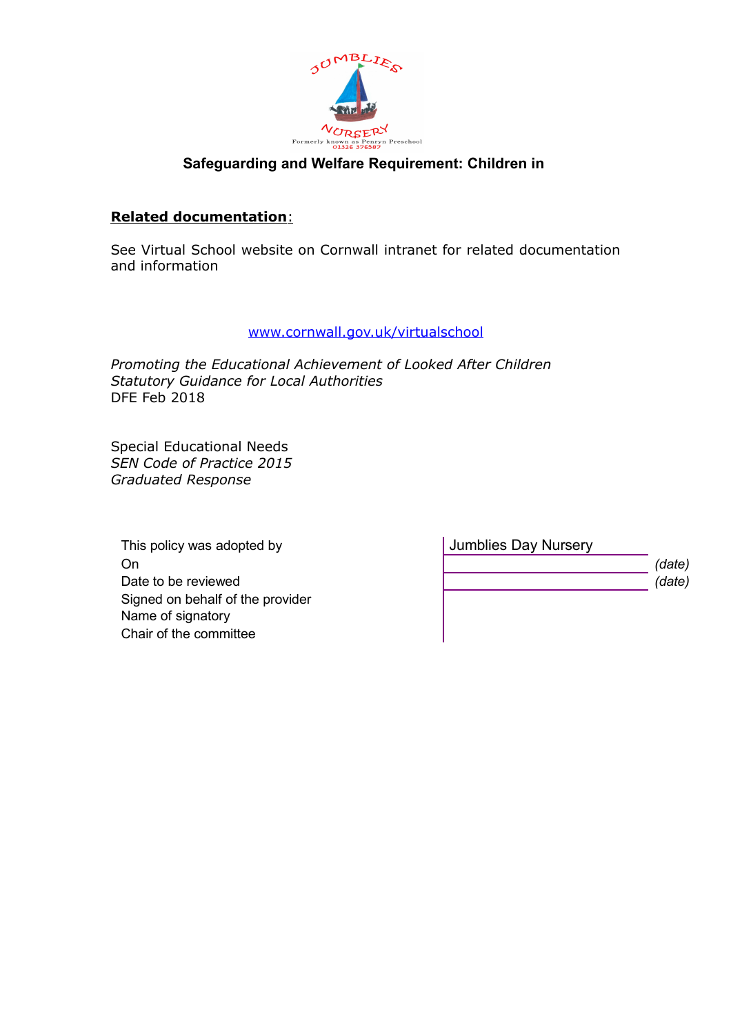## Safeguarding and Welfare Requirement: Children in

**Related documentation**:

See Virtual School website on Cornwall intranet for related documentation and information

www.cornwall.gov.uk/virtualschool

*Promoting the Educational Achievement of Looked After Children*
*Statutory Guidance for Local Authorities*
DFE Feb 2018

Special Educational Needs
*SEN Code of Practice 2015*
*Graduated Response*

| | | |
|---|---|---|
| This policy was adopted by | Jumblies Day Nursery | |
| On | | *(date)* |
| Date to be reviewed | | *(date)* |
| Signed on behalf of the provider | | |
| Name of signatory | | |
| Chair of the committee | | |